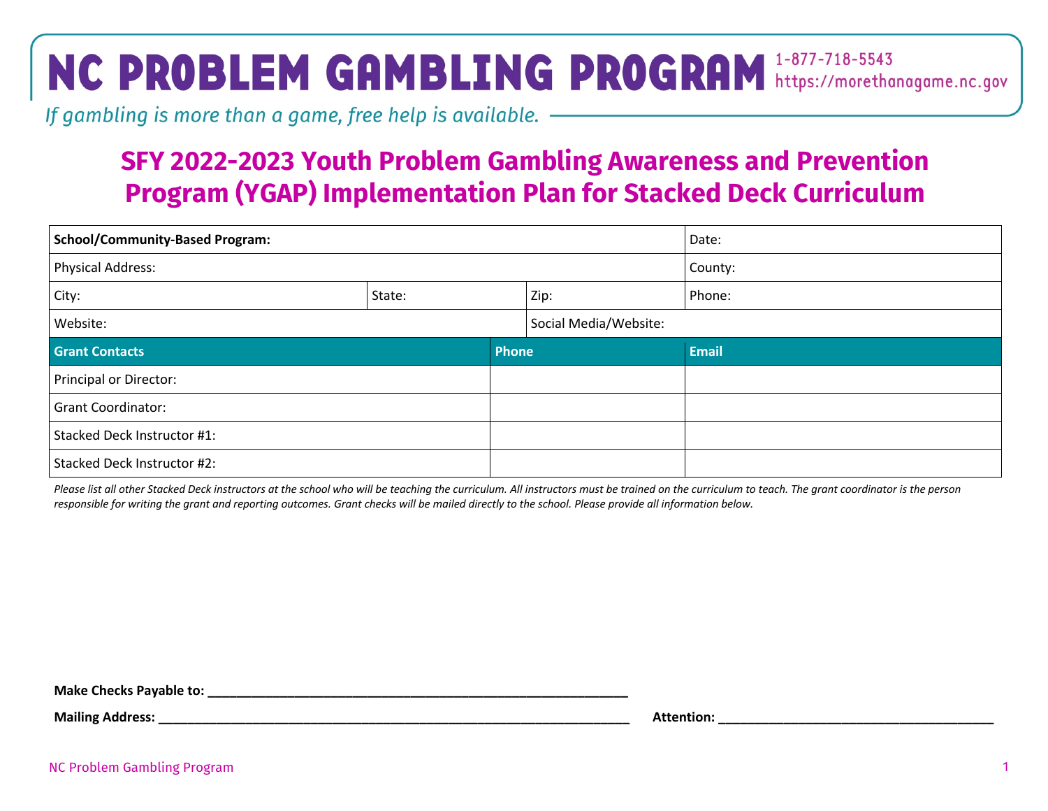# NC PROBLEM GAMBLING PROGRAM

1-877-718-5543
https://morethanagame.nc.gov

*If gambling is more than a game, free help is available.*

## SFY 2022-2023 Youth Problem Gambling Awareness and Prevention Program (YGAP) Implementation Plan for Stacked Deck Curriculum

| **School/Community-Based Program:** | | | Date: |
|---|---|---|---|
| Physical Address: | | | County: |
| City: | State: | Zip: | Phone: |
| Website: | | Social Media/Website: | |

| **Grant Contacts** | **Phone** | **Email** |
|---|---|---|
| Principal or Director: | | |
| Grant Coordinator: | | |
| Stacked Deck Instructor #1: | | |
| Stacked Deck Instructor #2: | | |

*Please list all other Stacked Deck instructors at the school who will be teaching the curriculum. All instructors must be trained on the curriculum to teach. The grant coordinator is the person responsible for writing the grant and reporting outcomes. Grant checks will be mailed directly to the school. Please provide all information below.*

**Make Checks Payable to:** ____________________________________________________________

**Mailing Address:** ____________________________________________________________________ **Attention:** ______________________________________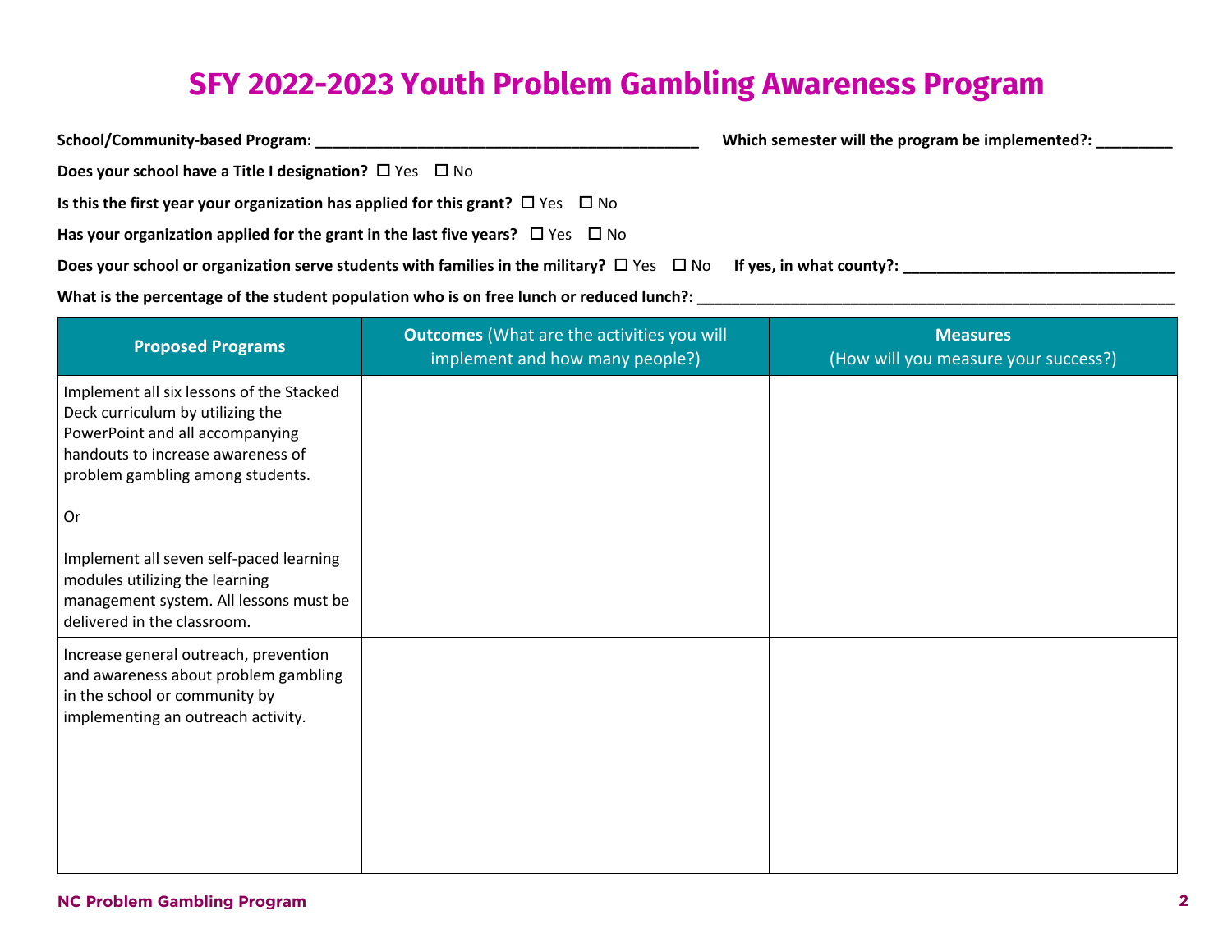# SFY 2022-2023 Youth Problem Gambling Awareness Program

**School/Community-based Program:** ____________________________________________ **Which semester will the program be implemented?:** _________

**Does your school have a Title I designation?** ☐ Yes ☐ No

**Is this the first year your organization has applied for this grant?** ☐ Yes ☐ No

**Has your organization applied for the grant in the last five years?** ☐ Yes ☐ No

**Does your school or organization serve students with families in the military?** ☐ Yes ☐ No **If yes, in what county?:** _______________________________

**What is the percentage of the student population who is on free lunch or reduced lunch?:** _________________________________________________________

| Proposed Programs | **Outcomes** (What are the activities you will implement and how many people?) | **Measures** (How will you measure your success?) |
|---|---|---|
| Implement all six lessons of the Stacked Deck curriculum by utilizing the PowerPoint and all accompanying handouts to increase awareness of problem gambling among students.<br><br>Or<br><br>Implement all seven self-paced learning modules utilizing the learning management system. All lessons must be delivered in the classroom. | | |
| Increase general outreach, prevention and awareness about problem gambling in the school or community by implementing an outreach activity. | | |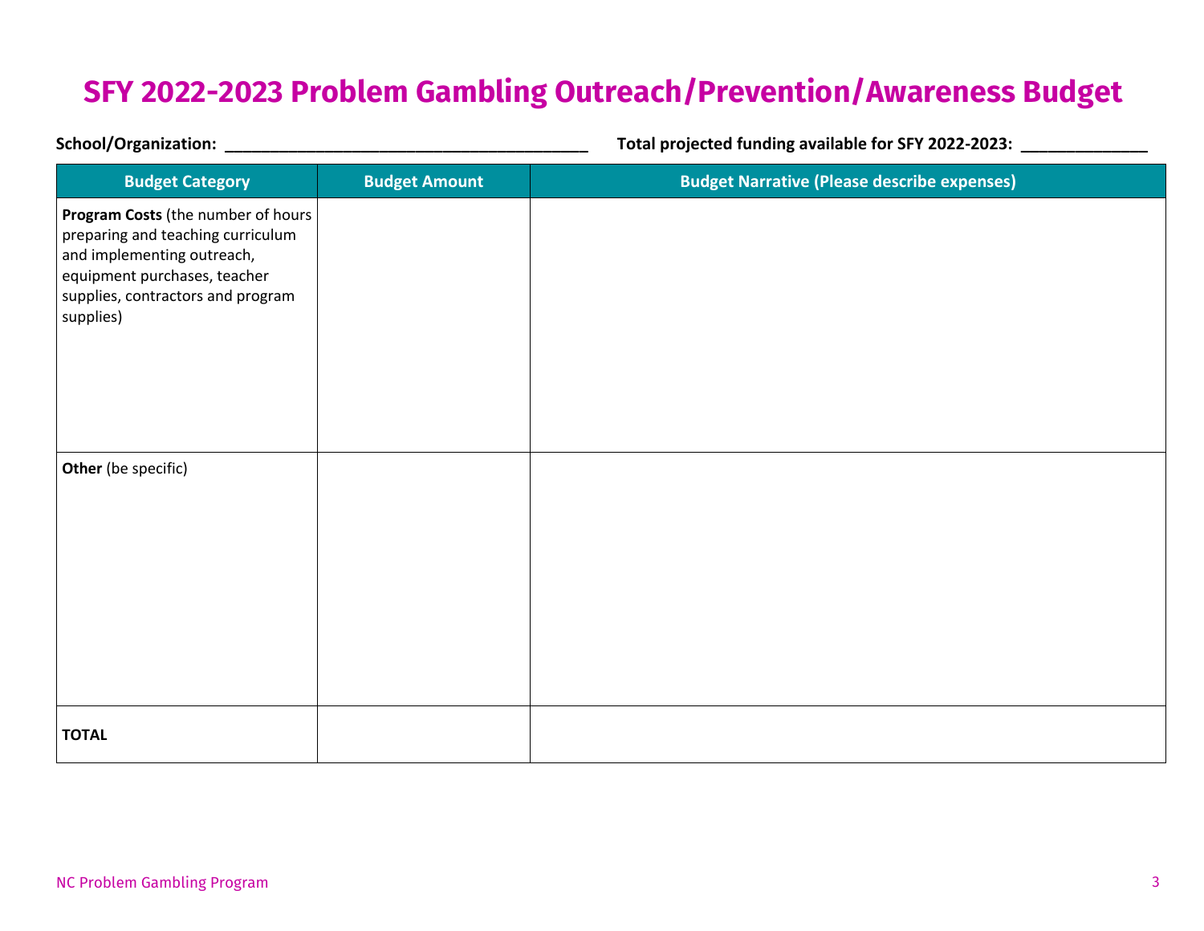# SFY 2022-2023 Problem Gambling Outreach/Prevention/Awareness Budget

**School/Organization:** ________________________________________ **Total projected funding available for SFY 2022-2023:** ______________

| Budget Category | Budget Amount | Budget Narrative (Please describe expenses) |
|---|---|---|
| **Program Costs** (the number of hours preparing and teaching curriculum and implementing outreach, equipment purchases, teacher supplies, contractors and program supplies) | | |
| **Other** (be specific) | | |
| **TOTAL** | | |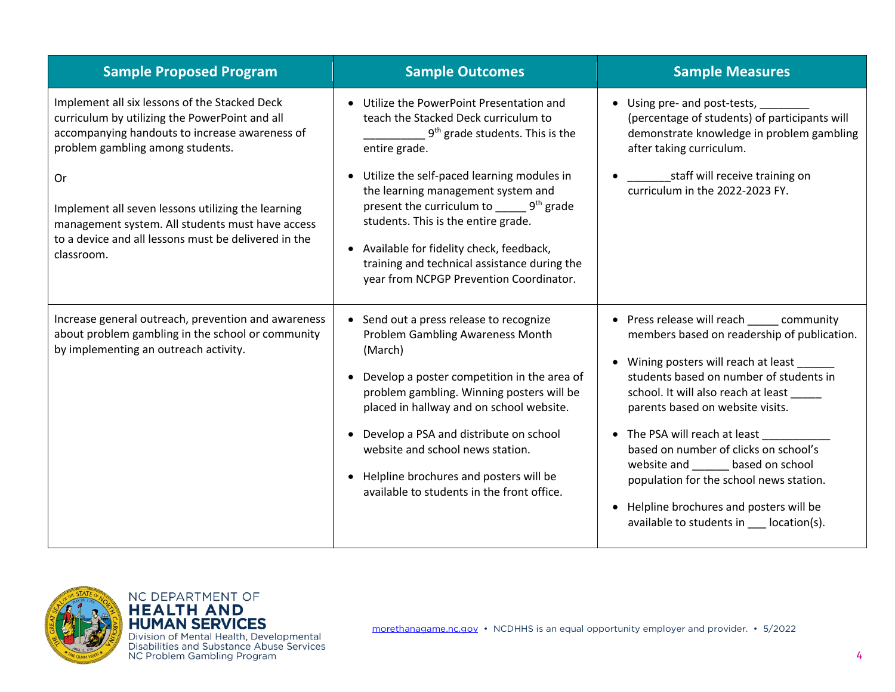| Sample Proposed Program | Sample Outcomes | Sample Measures |
|---|---|---|
| Implement all six lessons of the Stacked Deck curriculum by utilizing the PowerPoint and all accompanying handouts to increase awareness of problem gambling among students.<br><br>Or<br><br>Implement all seven lessons utilizing the learning management system. All students must have access to a device and all lessons must be delivered in the classroom. | • Utilize the PowerPoint Presentation and teach the Stacked Deck curriculum to __________ 9th grade students. This is the entire grade.<br><br>• Utilize the self-paced learning modules in the learning management system and present the curriculum to _____ 9th grade students. This is the entire grade.<br><br>• Available for fidelity check, feedback, training and technical assistance during the year from NCPGP Prevention Coordinator. | • Using pre- and post-tests, ________ (percentage of students) of participants will demonstrate knowledge in problem gambling after taking curriculum.<br><br>• _______staff will receive training on curriculum in the 2022-2023 FY. |
| Increase general outreach, prevention and awareness about problem gambling in the school or community by implementing an outreach activity. | • Send out a press release to recognize Problem Gambling Awareness Month (March)<br><br>• Develop a poster competition in the area of problem gambling. Winning posters will be placed in hallway and on school website.<br><br>• Develop a PSA and distribute on school website and school news station.<br><br>• Helpline brochures and posters will be available to students in the front office. | • Press release will reach _____ community members based on readership of publication.<br><br>• Wining posters will reach at least ______ students based on number of students in school. It will also reach at least _____ parents based on website visits.<br><br>• The PSA will reach at least ___________ based on number of clicks on school's website and ______ based on school population for the school news station.<br><br>• Helpline brochures and posters will be available to students in ___ location(s). |

NC DEPARTMENT OF HEALTH AND HUMAN SERVICES
Division of Mental Health, Developmental Disabilities and Substance Abuse Services
NC Problem Gambling Program

morethanagame.nc.gov • NCDHHS is an equal opportunity employer and provider. • 5/2022